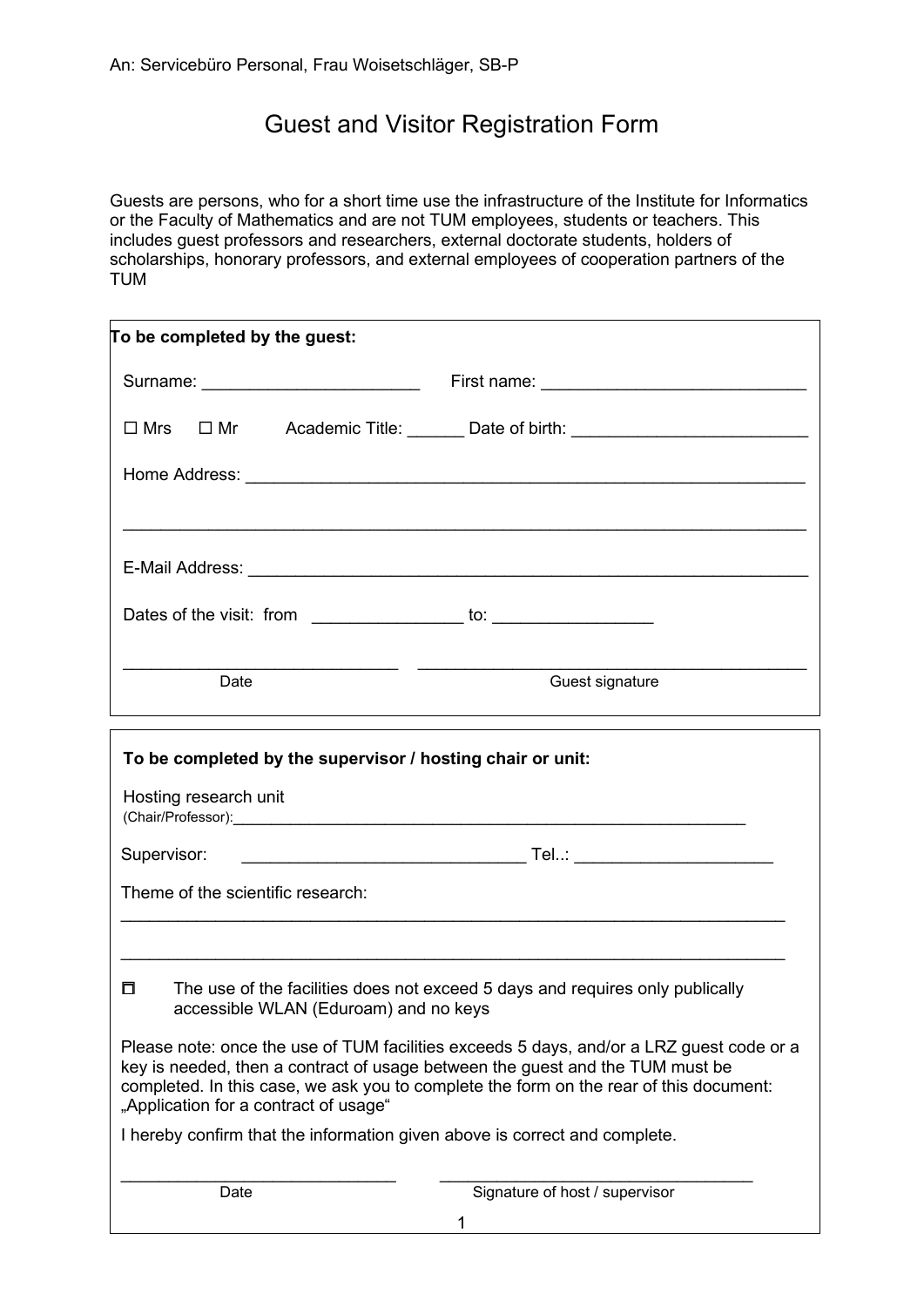An: Servicebüro Personal, Frau Woisetschläger, SB-P

# Guest and Visitor Registration Form

Guests are persons, who for a short time use the infrastructure of the Institute for Informatics or the Faculty of Mathematics and are not TUM employees, students or teachers. This includes guest professors and researchers, external doctorate students, holders of scholarships, honorary professors, and external employees of cooperation partners of the TUM

**To be completed by the guest:**

Surname: ______________________ First name: ____________________________

☐ Mrs ☐ Mr Academic Title: ______ Date of birth: ________________________

Home Address: ____________________________________________________________

______________________________________________________________________

E-Mail Address: ___________________________________________________________

Dates of the visit: from _______________ to: ________________

____________________________ ________________________________________

Date Guest signature

**To be completed by the supervisor / hosting chair or unit:**

Hosting research unit
(Chair/Professor):________________________________________________________

Supervisor: _____________________________ Tel..: ____________________

Theme of the scientific research:

______________________________________________________________________

______________________________________________________________________

☐ The use of the facilities does not exceed 5 days and requires only publically accessible WLAN (Eduroam) and no keys

Please note: once the use of TUM facilities exceeds 5 days, and/or a LRZ guest code or a key is needed, then a contract of usage between the guest and the TUM must be completed. In this case, we ask you to complete the form on the rear of this document: „Application for a contract of usage“

I hereby confirm that the information given above is correct and complete.

____________________________ ________________________________

Date Signature of host / supervisor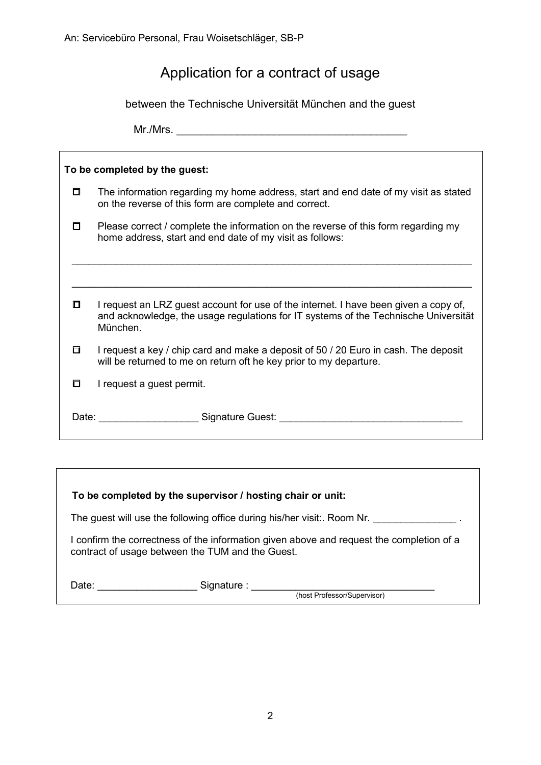An: Servicebüro Personal, Frau Woisetschläger, SB-P

# Application for a contract of usage

between the Technische Universität München and the guest

Mr./Mrs. ______________________________________

**To be completed by the guest:**

- ☐ The information regarding my home address, start and end date of my visit as stated on the reverse of this form are complete and correct.
- ☐ Please correct / complete the information on the reverse of this form regarding my home address, start and end date of my visit as follows:

_________________________________________________________________________

_________________________________________________________________________

- ☐ I request an LRZ guest account for use of the internet. I have been given a copy of, and acknowledge, the usage regulations for IT systems of the Technische Universität München.
- ☐ I request a key / chip card and make a deposit of 50 / 20 Euro in cash. The deposit will be returned to me on return oft he key prior to my departure.
- ☐ I request a guest permit.

Date: _________________ Signature Guest: ________________________________

**To be completed by the supervisor / hosting chair or unit:**

The guest will use the following office during his/her visit:. Room Nr. _______________ .

I confirm the correctness of the information given above and request the completion of a contract of usage between the TUM and the Guest.

Date: _________________ Signature : ________________________________
(host Professor/Supervisor)